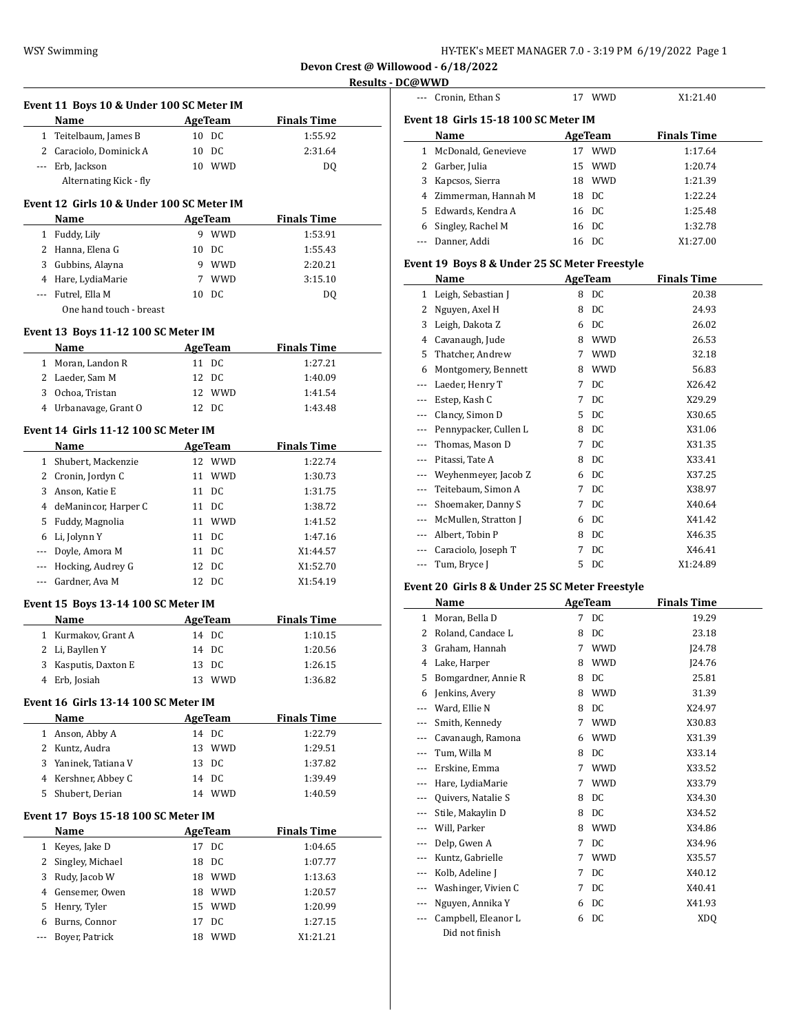**Devon Crest @ Willowood - 6/18/2022**

**Results - DC@WWD**

### Event 11 Boys 10 & Under 100 SC Meter IM

| | Name | Age | Team | Finals Time |
|---|---|---|---|---|
| 1 | Teitelbaum, James B | 10 | DC | 1:55.92 |
| 2 | Caraciolo, Dominick A | 10 | DC | 2:31.64 |
| --- | Erb, Jackson | 10 | WWD | DQ |
| | Alternating Kick - fly | | | |

### Event 12 Girls 10 & Under 100 SC Meter IM

| | Name | Age | Team | Finals Time |
|---|---|---|---|---|
| 1 | Fuddy, Lily | 9 | WWD | 1:53.91 |
| 2 | Hanna, Elena G | 10 | DC | 1:55.43 |
| 3 | Gubbins, Alayna | 9 | WWD | 2:20.21 |
| 4 | Hare, LydiaMarie | 7 | WWD | 3:15.10 |
| --- | Futrel, Ella M | 10 | DC | DQ |
| | One hand touch - breast | | | |

### Event 13 Boys 11-12 100 SC Meter IM

| | Name | Age | Team | Finals Time |
|---|---|---|---|---|
| 1 | Moran, Landon R | 11 | DC | 1:27.21 |
| 2 | Laeder, Sam M | 12 | DC | 1:40.09 |
| 3 | Ochoa, Tristan | 12 | WWD | 1:41.54 |
| 4 | Urbanavage, Grant O | 12 | DC | 1:43.48 |

### Event 14 Girls 11-12 100 SC Meter IM

| | Name | Age | Team | Finals Time |
|---|---|---|---|---|
| 1 | Shubert, Mackenzie | 12 | WWD | 1:22.74 |
| 2 | Cronin, Jordyn C | 11 | WWD | 1:30.73 |
| 3 | Anson, Katie E | 11 | DC | 1:31.75 |
| 4 | deManincor, Harper C | 11 | DC | 1:38.72 |
| 5 | Fuddy, Magnolia | 11 | WWD | 1:41.52 |
| 6 | Li, Jolynn Y | 11 | DC | 1:47.16 |
| --- | Doyle, Amora M | 11 | DC | X1:44.57 |
| --- | Hocking, Audrey G | 12 | DC | X1:52.70 |
| --- | Gardner, Ava M | 12 | DC | X1:54.19 |

### Event 15 Boys 13-14 100 SC Meter IM

| | Name | Age | Team | Finals Time |
|---|---|---|---|---|
| 1 | Kurmakov, Grant A | 14 | DC | 1:10.15 |
| 2 | Li, Bayllen Y | 14 | DC | 1:20.56 |
| 3 | Kasputis, Daxton E | 13 | DC | 1:26.15 |
| 4 | Erb, Josiah | 13 | WWD | 1:36.82 |

### Event 16 Girls 13-14 100 SC Meter IM

| | Name | Age | Team | Finals Time |
|---|---|---|---|---|
| 1 | Anson, Abby A | 14 | DC | 1:22.79 |
| 2 | Kuntz, Audra | 13 | WWD | 1:29.51 |
| 3 | Yaninek, Tatiana V | 13 | DC | 1:37.82 |
| 4 | Kershner, Abbey C | 14 | DC | 1:39.49 |
| 5 | Shubert, Derian | 14 | WWD | 1:40.59 |

### Event 17 Boys 15-18 100 SC Meter IM

| | Name | Age | Team | Finals Time |
|---|---|---|---|---|
| 1 | Keyes, Jake D | 17 | DC | 1:04.65 |
| 2 | Singley, Michael | 18 | DC | 1:07.77 |
| 3 | Rudy, Jacob W | 18 | WWD | 1:13.63 |
| 4 | Gensemer, Owen | 18 | WWD | 1:20.57 |
| 5 | Henry, Tyler | 15 | WWD | 1:20.99 |
| 6 | Burns, Connor | 17 | DC | 1:27.15 |
| --- | Boyer, Patrick | 18 | WWD | X1:21.21 |
| --- | Cronin, Ethan S | 17 | WWD | X1:21.40 |

### Event 18 Girls 15-18 100 SC Meter IM

| | Name | Age | Team | Finals Time |
|---|---|---|---|---|
| 1 | McDonald, Genevieve | 17 | WWD | 1:17.64 |
| 2 | Garber, Julia | 15 | WWD | 1:20.74 |
| 3 | Kapcsos, Sierra | 18 | WWD | 1:21.39 |
| 4 | Zimmerman, Hannah M | 18 | DC | 1:22.24 |
| 5 | Edwards, Kendra A | 16 | DC | 1:25.48 |
| 6 | Singley, Rachel M | 16 | DC | 1:32.78 |
| --- | Danner, Addi | 16 | DC | X1:27.00 |

### Event 19 Boys 8 & Under 25 SC Meter Freestyle

| | Name | Age | Team | Finals Time |
|---|---|---|---|---|
| 1 | Leigh, Sebastian J | 8 | DC | 20.38 |
| 2 | Nguyen, Axel H | 8 | DC | 24.93 |
| 3 | Leigh, Dakota Z | 6 | DC | 26.02 |
| 4 | Cavanaugh, Jude | 8 | WWD | 26.53 |
| 5 | Thatcher, Andrew | 7 | WWD | 32.18 |
| 6 | Montgomery, Bennett | 8 | WWD | 56.83 |
| --- | Laeder, Henry T | 7 | DC | X26.42 |
| --- | Estep, Kash C | 7 | DC | X29.29 |
| --- | Clancy, Simon D | 5 | DC | X30.65 |
| --- | Pennypacker, Cullen L | 8 | DC | X31.06 |
| --- | Thomas, Mason D | 7 | DC | X31.35 |
| --- | Pitassi, Tate A | 8 | DC | X33.41 |
| --- | Weyhenmeyer, Jacob Z | 6 | DC | X37.25 |
| --- | Teitebaum, Simon A | 7 | DC | X38.97 |
| --- | Shoemaker, Danny S | 7 | DC | X40.64 |
| --- | McMullen, Stratton J | 6 | DC | X41.42 |
| --- | Albert, Tobin P | 8 | DC | X46.35 |
| --- | Caraciolo, Joseph T | 7 | DC | X46.41 |
| --- | Tum, Bryce J | 5 | DC | X1:24.89 |

### Event 20 Girls 8 & Under 25 SC Meter Freestyle

| | Name | Age | Team | Finals Time |
|---|---|---|---|---|
| 1 | Moran, Bella D | 7 | DC | 19.29 |
| 2 | Roland, Candace L | 8 | DC | 23.18 |
| 3 | Graham, Hannah | 7 | WWD | J24.78 |
| 4 | Lake, Harper | 8 | WWD | J24.76 |
| 5 | Bomgardner, Annie R | 8 | DC | 25.81 |
| 6 | Jenkins, Avery | 8 | WWD | 31.39 |
| --- | Ward, Ellie N | 8 | DC | X24.97 |
| --- | Smith, Kennedy | 7 | WWD | X30.83 |
| --- | Cavanaugh, Ramona | 6 | WWD | X31.39 |
| --- | Tum, Willa M | 8 | DC | X33.14 |
| --- | Erskine, Emma | 7 | WWD | X33.52 |
| --- | Hare, LydiaMarie | 7 | WWD | X33.79 |
| --- | Quivers, Natalie S | 8 | DC | X34.30 |
| --- | Stile, Makaylin D | 8 | DC | X34.52 |
| --- | Will, Parker | 8 | WWD | X34.86 |
| --- | Delp, Gwen A | 7 | DC | X34.96 |
| --- | Kuntz, Gabrielle | 7 | WWD | X35.57 |
| --- | Kolb, Adeline J | 7 | DC | X40.12 |
| --- | Washinger, Vivien C | 7 | DC | X40.41 |
| --- | Nguyen, Annika Y | 6 | DC | X41.93 |
| --- | Campbell, Eleanor L | 6 | DC | XDQ |
| | Did not finish | | | |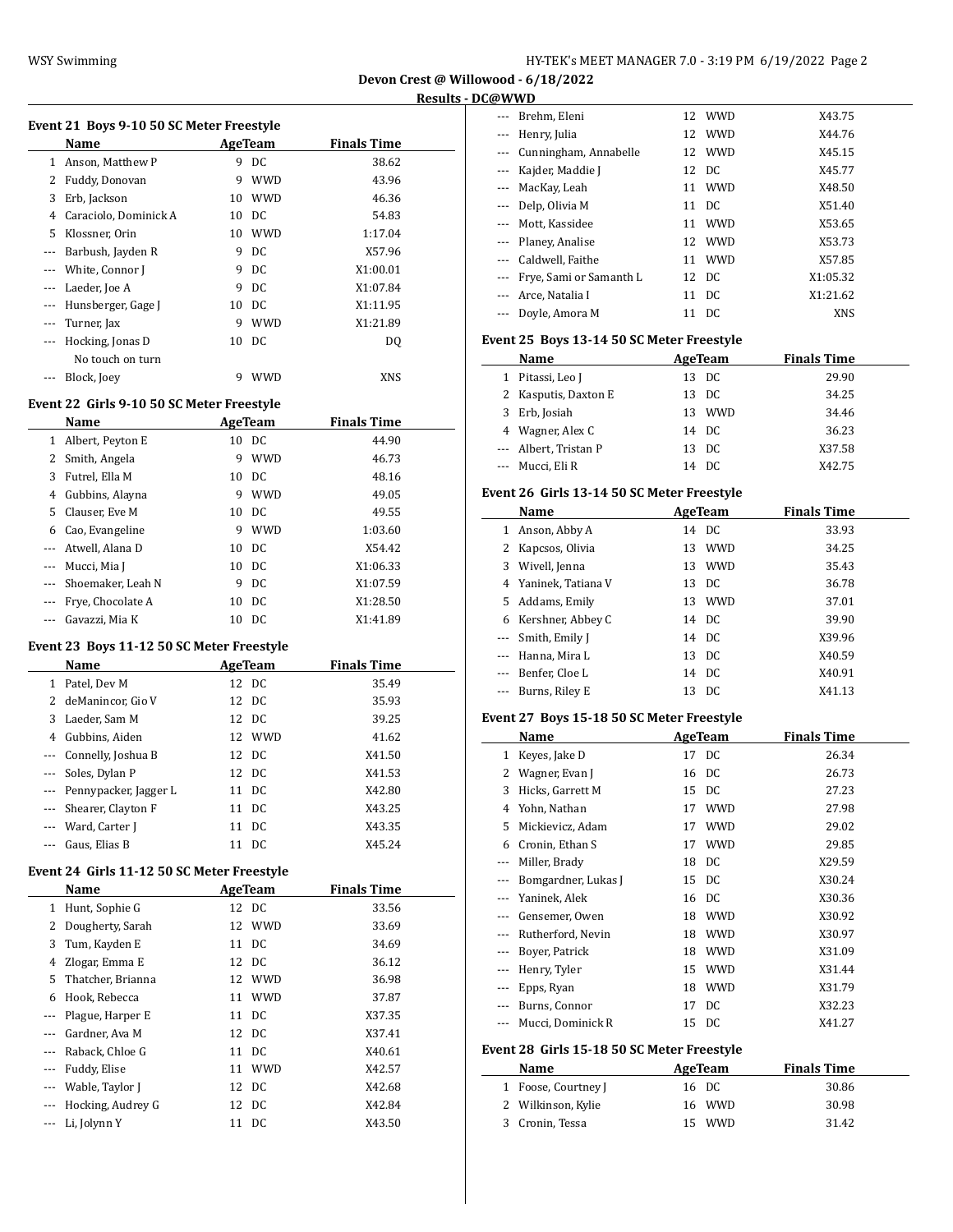## Devon Crest @ Willowood - 6/18/2022

### Results - DC@WWD

#### Event 21 Boys 9-10 50 SC Meter Freestyle

| | Name | Age | Team | Finals Time |
|---|---|---|---|---|
| 1 | Anson, Matthew P | 9 | DC | 38.62 |
| 2 | Fuddy, Donovan | 9 | WWD | 43.96 |
| 3 | Erb, Jackson | 10 | WWD | 46.36 |
| 4 | Caraciolo, Dominick A | 10 | DC | 54.83 |
| 5 | Klossner, Orin | 10 | WWD | 1:17.04 |
| --- | Barbush, Jayden R | 9 | DC | X57.96 |
| --- | White, Connor J | 9 | DC | X1:00.01 |
| --- | Laeder, Joe A | 9 | DC | X1:07.84 |
| --- | Hunsberger, Gage J | 10 | DC | X1:11.95 |
| --- | Turner, Jax | 9 | WWD | X1:21.89 |
| --- | Hocking, Jonas D | 10 | DC | DQ |
| | No touch on turn | | | |
| --- | Block, Joey | 9 | WWD | XNS |

#### Event 22 Girls 9-10 50 SC Meter Freestyle

| | Name | Age | Team | Finals Time |
|---|---|---|---|---|
| 1 | Albert, Peyton E | 10 | DC | 44.90 |
| 2 | Smith, Angela | 9 | WWD | 46.73 |
| 3 | Futrel, Ella M | 10 | DC | 48.16 |
| 4 | Gubbins, Alayna | 9 | WWD | 49.05 |
| 5 | Clauser, Eve M | 10 | DC | 49.55 |
| 6 | Cao, Evangeline | 9 | WWD | 1:03.60 |
| --- | Atwell, Alana D | 10 | DC | X54.42 |
| --- | Mucci, Mia J | 10 | DC | X1:06.33 |
| --- | Shoemaker, Leah N | 9 | DC | X1:07.59 |
| --- | Frye, Chocolate A | 10 | DC | X1:28.50 |
| --- | Gavazzi, Mia K | 10 | DC | X1:41.89 |

#### Event 23 Boys 11-12 50 SC Meter Freestyle

| | Name | Age | Team | Finals Time |
|---|---|---|---|---|
| 1 | Patel, Dev M | 12 | DC | 35.49 |
| 2 | deManincor, Gio V | 12 | DC | 35.93 |
| 3 | Laeder, Sam M | 12 | DC | 39.25 |
| 4 | Gubbins, Aiden | 12 | WWD | 41.62 |
| --- | Connelly, Joshua B | 12 | DC | X41.50 |
| --- | Soles, Dylan P | 12 | DC | X41.53 |
| --- | Pennypacker, Jagger L | 11 | DC | X42.80 |
| --- | Shearer, Clayton F | 11 | DC | X43.25 |
| --- | Ward, Carter J | 11 | DC | X43.35 |
| --- | Gaus, Elias B | 11 | DC | X45.24 |

#### Event 24 Girls 11-12 50 SC Meter Freestyle

| | Name | Age | Team | Finals Time |
|---|---|---|---|---|
| 1 | Hunt, Sophie G | 12 | DC | 33.56 |
| 2 | Dougherty, Sarah | 12 | WWD | 33.69 |
| 3 | Tum, Kayden E | 11 | DC | 34.69 |
| 4 | Zlogar, Emma E | 12 | DC | 36.12 |
| 5 | Thatcher, Brianna | 12 | WWD | 36.98 |
| 6 | Hook, Rebecca | 11 | WWD | 37.87 |
| --- | Plague, Harper E | 11 | DC | X37.35 |
| --- | Gardner, Ava M | 12 | DC | X37.41 |
| --- | Raback, Chloe G | 11 | DC | X40.61 |
| --- | Fuddy, Elise | 11 | WWD | X42.57 |
| --- | Wable, Taylor J | 12 | DC | X42.68 |
| --- | Hocking, Audrey G | 12 | DC | X42.84 |
| --- | Li, Jolynn Y | 11 | DC | X43.50 |
| --- | Brehm, Eleni | 12 | WWD | X43.75 |
| --- | Henry, Julia | 12 | WWD | X44.76 |
| --- | Cunningham, Annabelle | 12 | WWD | X45.15 |
| --- | Kajder, Maddie J | 12 | DC | X45.77 |
| --- | MacKay, Leah | 11 | WWD | X48.50 |
| --- | Delp, Olivia M | 11 | DC | X51.40 |
| --- | Mott, Kassidee | 11 | WWD | X53.65 |
| --- | Planey, Analise | 12 | WWD | X53.73 |
| --- | Caldwell, Faithe | 11 | WWD | X57.85 |
| --- | Frye, Sami or Samanth L | 12 | DC | X1:05.32 |
| --- | Arce, Natalia I | 11 | DC | X1:21.62 |
| --- | Doyle, Amora M | 11 | DC | XNS |

#### Event 25 Boys 13-14 50 SC Meter Freestyle

| | Name | Age | Team | Finals Time |
|---|---|---|---|---|
| 1 | Pitassi, Leo J | 13 | DC | 29.90 |
| 2 | Kasputis, Daxton E | 13 | DC | 34.25 |
| 3 | Erb, Josiah | 13 | WWD | 34.46 |
| 4 | Wagner, Alex C | 14 | DC | 36.23 |
| --- | Albert, Tristan P | 13 | DC | X37.58 |
| --- | Mucci, Eli R | 14 | DC | X42.75 |

#### Event 26 Girls 13-14 50 SC Meter Freestyle

| | Name | Age | Team | Finals Time |
|---|---|---|---|---|
| 1 | Anson, Abby A | 14 | DC | 33.93 |
| 2 | Kapcsos, Olivia | 13 | WWD | 34.25 |
| 3 | Wivell, Jenna | 13 | WWD | 35.43 |
| 4 | Yaninek, Tatiana V | 13 | DC | 36.78 |
| 5 | Addams, Emily | 13 | WWD | 37.01 |
| 6 | Kershner, Abbey C | 14 | DC | 39.90 |
| --- | Smith, Emily J | 14 | DC | X39.96 |
| --- | Hanna, Mira L | 13 | DC | X40.59 |
| --- | Benfer, Cloe L | 14 | DC | X40.91 |
| --- | Burns, Riley E | 13 | DC | X41.13 |

#### Event 27 Boys 15-18 50 SC Meter Freestyle

| | Name | Age | Team | Finals Time |
|---|---|---|---|---|
| 1 | Keyes, Jake D | 17 | DC | 26.34 |
| 2 | Wagner, Evan J | 16 | DC | 26.73 |
| 3 | Hicks, Garrett M | 15 | DC | 27.23 |
| 4 | Yohn, Nathan | 17 | WWD | 27.98 |
| 5 | Mickievicz, Adam | 17 | WWD | 29.02 |
| 6 | Cronin, Ethan S | 17 | WWD | 29.85 |
| --- | Miller, Brady | 18 | DC | X29.59 |
| --- | Bomgardner, Lukas J | 15 | DC | X30.24 |
| --- | Yaninek, Alek | 16 | DC | X30.36 |
| --- | Gensemer, Owen | 18 | WWD | X30.92 |
| --- | Rutherford, Nevin | 18 | WWD | X30.97 |
| --- | Boyer, Patrick | 18 | WWD | X31.09 |
| --- | Henry, Tyler | 15 | WWD | X31.44 |
| --- | Epps, Ryan | 18 | WWD | X31.79 |
| --- | Burns, Connor | 17 | DC | X32.23 |
| --- | Mucci, Dominick R | 15 | DC | X41.27 |

#### Event 28 Girls 15-18 50 SC Meter Freestyle

| | Name | Age | Team | Finals Time |
|---|---|---|---|---|
| 1 | Foose, Courtney J | 16 | DC | 30.86 |
| 2 | Wilkinson, Kylie | 16 | WWD | 30.98 |
| 3 | Cronin, Tessa | 15 | WWD | 31.42 |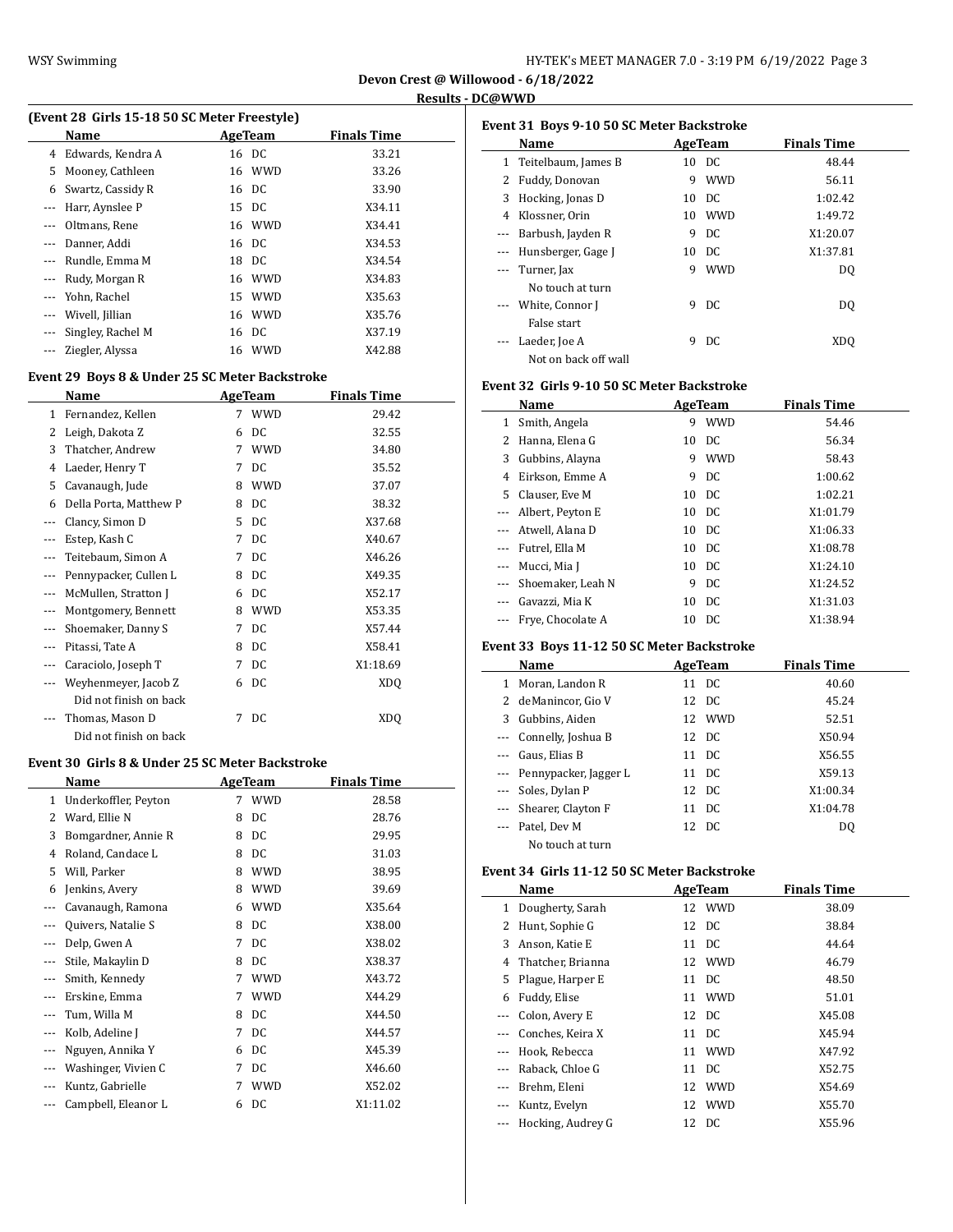## Devon Crest @ Willowood - 6/18/2022

### Results - DC@WWD

#### (Event 28 Girls 15-18 50 SC Meter Freestyle)

| | Name | Age | Team | Finals Time |
|---|---|---|---|---|
| 4 | Edwards, Kendra A | 16 | DC | 33.21 |
| 5 | Mooney, Cathleen | 16 | WWD | 33.26 |
| 6 | Swartz, Cassidy R | 16 | DC | 33.90 |
| --- | Harr, Aynslee P | 15 | DC | X34.11 |
| --- | Oltmans, Rene | 16 | WWD | X34.41 |
| --- | Danner, Addi | 16 | DC | X34.53 |
| --- | Rundle, Emma M | 18 | DC | X34.54 |
| --- | Rudy, Morgan R | 16 | WWD | X34.83 |
| --- | Yohn, Rachel | 15 | WWD | X35.63 |
| --- | Wivell, Jillian | 16 | WWD | X35.76 |
| --- | Singley, Rachel M | 16 | DC | X37.19 |
| --- | Ziegler, Alyssa | 16 | WWD | X42.88 |

#### Event 29 Boys 8 & Under 25 SC Meter Backstroke

| | Name | Age | Team | Finals Time |
|---|---|---|---|---|
| 1 | Fernandez, Kellen | 7 | WWD | 29.42 |
| 2 | Leigh, Dakota Z | 6 | DC | 32.55 |
| 3 | Thatcher, Andrew | 7 | WWD | 34.80 |
| 4 | Laeder, Henry T | 7 | DC | 35.52 |
| 5 | Cavanaugh, Jude | 8 | WWD | 37.07 |
| 6 | Della Porta, Matthew P | 8 | DC | 38.32 |
| --- | Clancy, Simon D | 5 | DC | X37.68 |
| --- | Estep, Kash C | 7 | DC | X40.67 |
| --- | Teitebaum, Simon A | 7 | DC | X46.26 |
| --- | Pennypacker, Cullen L | 8 | DC | X49.35 |
| --- | McMullen, Stratton J | 6 | DC | X52.17 |
| --- | Montgomery, Bennett | 8 | WWD | X53.35 |
| --- | Shoemaker, Danny S | 7 | DC | X57.44 |
| --- | Pitassi, Tate A | 8 | DC | X58.41 |
| --- | Caraciolo, Joseph T | 7 | DC | X1:18.69 |
| --- | Weyhenmeyer, Jacob Z | 6 | DC | XDQ |
| | Did not finish on back | | | |
| --- | Thomas, Mason D | 7 | DC | XDQ |
| | Did not finish on back | | | |

#### Event 30 Girls 8 & Under 25 SC Meter Backstroke

| | Name | Age | Team | Finals Time |
|---|---|---|---|---|
| 1 | Underkoffler, Peyton | 7 | WWD | 28.58 |
| 2 | Ward, Ellie N | 8 | DC | 28.76 |
| 3 | Bomgardner, Annie R | 8 | DC | 29.95 |
| 4 | Roland, Candace L | 8 | DC | 31.03 |
| 5 | Will, Parker | 8 | WWD | 38.95 |
| 6 | Jenkins, Avery | 8 | WWD | 39.69 |
| --- | Cavanaugh, Ramona | 6 | WWD | X35.64 |
| --- | Quivers, Natalie S | 8 | DC | X38.00 |
| --- | Delp, Gwen A | 7 | DC | X38.02 |
| --- | Stile, Makaylin D | 8 | DC | X38.37 |
| --- | Smith, Kennedy | 7 | WWD | X43.72 |
| --- | Erskine, Emma | 7 | WWD | X44.29 |
| --- | Tum, Willa M | 8 | DC | X44.50 |
| --- | Kolb, Adeline J | 7 | DC | X44.57 |
| --- | Nguyen, Annika Y | 6 | DC | X45.39 |
| --- | Washinger, Vivien C | 7 | DC | X46.60 |
| --- | Kuntz, Gabrielle | 7 | WWD | X52.02 |
| --- | Campbell, Eleanor L | 6 | DC | X1:11.02 |

#### Event 31 Boys 9-10 50 SC Meter Backstroke

| | Name | Age | Team | Finals Time |
|---|---|---|---|---|
| 1 | Teitelbaum, James B | 10 | DC | 48.44 |
| 2 | Fuddy, Donovan | 9 | WWD | 56.11 |
| 3 | Hocking, Jonas D | 10 | DC | 1:02.42 |
| 4 | Klossner, Orin | 10 | WWD | 1:49.72 |
| --- | Barbush, Jayden R | 9 | DC | X1:20.07 |
| --- | Hunsberger, Gage J | 10 | DC | X1:37.81 |
| --- | Turner, Jax | 9 | WWD | DQ |
| | No touch at turn | | | |
| --- | White, Connor J | 9 | DC | DQ |
| | False start | | | |
| --- | Laeder, Joe A | 9 | DC | XDQ |
| | Not on back off wall | | | |

#### Event 32 Girls 9-10 50 SC Meter Backstroke

| | Name | Age | Team | Finals Time |
|---|---|---|---|---|
| 1 | Smith, Angela | 9 | WWD | 54.46 |
| 2 | Hanna, Elena G | 10 | DC | 56.34 |
| 3 | Gubbins, Alayna | 9 | WWD | 58.43 |
| 4 | Eirkson, Emme A | 9 | DC | 1:00.62 |
| 5 | Clauser, Eve M | 10 | DC | 1:02.21 |
| --- | Albert, Peyton E | 10 | DC | X1:01.79 |
| --- | Atwell, Alana D | 10 | DC | X1:06.33 |
| --- | Futrel, Ella M | 10 | DC | X1:08.78 |
| --- | Mucci, Mia J | 10 | DC | X1:24.10 |
| --- | Shoemaker, Leah N | 9 | DC | X1:24.52 |
| --- | Gavazzi, Mia K | 10 | DC | X1:31.03 |
| --- | Frye, Chocolate A | 10 | DC | X1:38.94 |

#### Event 33 Boys 11-12 50 SC Meter Backstroke

| | Name | Age | Team | Finals Time |
|---|---|---|---|---|
| 1 | Moran, Landon R | 11 | DC | 40.60 |
| 2 | deManincor, Gio V | 12 | DC | 45.24 |
| 3 | Gubbins, Aiden | 12 | WWD | 52.51 |
| --- | Connelly, Joshua B | 12 | DC | X50.94 |
| --- | Gaus, Elias B | 11 | DC | X56.55 |
| --- | Pennypacker, Jagger L | 11 | DC | X59.13 |
| --- | Soles, Dylan P | 12 | DC | X1:00.34 |
| --- | Shearer, Clayton F | 11 | DC | X1:04.78 |
| --- | Patel, Dev M | 12 | DC | DQ |
| | No touch at turn | | | |

#### Event 34 Girls 11-12 50 SC Meter Backstroke

| | Name | Age | Team | Finals Time |
|---|---|---|---|---|
| 1 | Dougherty, Sarah | 12 | WWD | 38.09 |
| 2 | Hunt, Sophie G | 12 | DC | 38.84 |
| 3 | Anson, Katie E | 11 | DC | 44.64 |
| 4 | Thatcher, Brianna | 12 | WWD | 46.79 |
| 5 | Plague, Harper E | 11 | DC | 48.50 |
| 6 | Fuddy, Elise | 11 | WWD | 51.01 |
| --- | Colon, Avery E | 12 | DC | X45.08 |
| --- | Conches, Keira X | 11 | DC | X45.94 |
| --- | Hook, Rebecca | 11 | WWD | X47.92 |
| --- | Raback, Chloe G | 11 | DC | X52.75 |
| --- | Brehm, Eleni | 12 | WWD | X54.69 |
| --- | Kuntz, Evelyn | 12 | WWD | X55.70 |
| --- | Hocking, Audrey G | 12 | DC | X55.96 |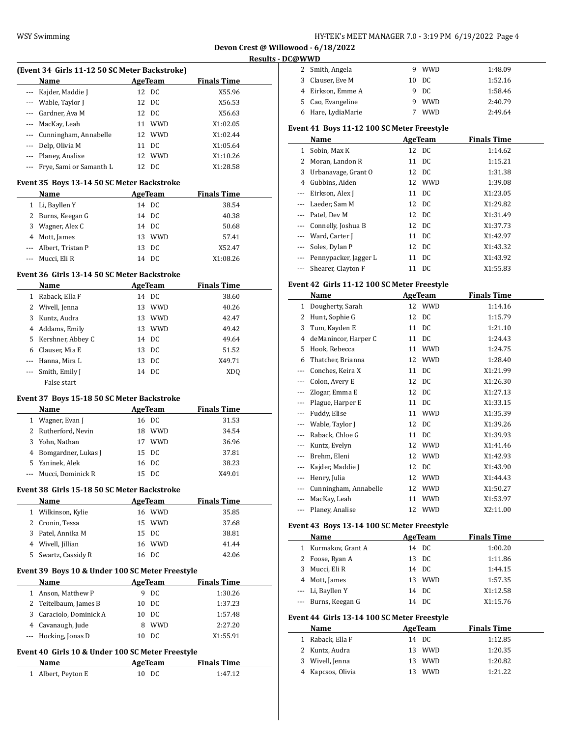**Devon Crest @ Willowood - 6/18/2022**

**Results - DC@WWD**

### (Event 34 Girls 11-12 50 SC Meter Backstroke)

| | Name | Age | Team | Finals Time |
|---|---|---|---|---|
| --- | Kajder, Maddie J | 12 | DC | X55.96 |
| --- | Wable, Taylor J | 12 | DC | X56.53 |
| --- | Gardner, Ava M | 12 | DC | X56.63 |
| --- | MacKay, Leah | 11 | WWD | X1:02.05 |
| --- | Cunningham, Annabelle | 12 | WWD | X1:02.44 |
| --- | Delp, Olivia M | 11 | DC | X1:05.64 |
| --- | Planey, Analise | 12 | WWD | X1:10.26 |
| --- | Frye, Sami or Samanth L | 12 | DC | X1:28.58 |

### Event 35 Boys 13-14 50 SC Meter Backstroke

| | Name | Age | Team | Finals Time |
|---|---|---|---|---|
| 1 | Li, Bayllen Y | 14 | DC | 38.54 |
| 2 | Burns, Keegan G | 14 | DC | 40.38 |
| 3 | Wagner, Alex C | 14 | DC | 50.68 |
| 4 | Mott, James | 13 | WWD | 57.41 |
| --- | Albert, Tristan P | 13 | DC | X52.47 |
| --- | Mucci, Eli R | 14 | DC | X1:08.26 |

### Event 36 Girls 13-14 50 SC Meter Backstroke

| | Name | Age | Team | Finals Time |
|---|---|---|---|---|
| 1 | Raback, Ella F | 14 | DC | 38.60 |
| 2 | Wivell, Jenna | 13 | WWD | 40.26 |
| 3 | Kuntz, Audra | 13 | WWD | 42.47 |
| 4 | Addams, Emily | 13 | WWD | 49.42 |
| 5 | Kershner, Abbey C | 14 | DC | 49.64 |
| 6 | Clauser, Mia E | 13 | DC | 51.52 |
| --- | Hanna, Mira L | 13 | DC | X49.71 |
| --- | Smith, Emily J | 14 | DC | XDQ |
| | False start | | | |

### Event 37 Boys 15-18 50 SC Meter Backstroke

| | Name | Age | Team | Finals Time |
|---|---|---|---|---|
| 1 | Wagner, Evan J | 16 | DC | 31.53 |
| 2 | Rutherford, Nevin | 18 | WWD | 34.54 |
| 3 | Yohn, Nathan | 17 | WWD | 36.96 |
| 4 | Bomgardner, Lukas J | 15 | DC | 37.81 |
| 5 | Yaninek, Alek | 16 | DC | 38.23 |
| --- | Mucci, Dominick R | 15 | DC | X49.01 |

### Event 38 Girls 15-18 50 SC Meter Backstroke

| | Name | Age | Team | Finals Time |
|---|---|---|---|---|
| 1 | Wilkinson, Kylie | 16 | WWD | 35.85 |
| 2 | Cronin, Tessa | 15 | WWD | 37.68 |
| 3 | Patel, Annika M | 15 | DC | 38.81 |
| 4 | Wivell, Jillian | 16 | WWD | 41.44 |
| 5 | Swartz, Cassidy R | 16 | DC | 42.06 |

### Event 39 Boys 10 & Under 100 SC Meter Freestyle

| | Name | Age | Team | Finals Time |
|---|---|---|---|---|
| 1 | Anson, Matthew P | 9 | DC | 1:30.26 |
| 2 | Teitelbaum, James B | 10 | DC | 1:37.23 |
| 3 | Caraciolo, Dominick A | 10 | DC | 1:57.48 |
| 4 | Cavanaugh, Jude | 8 | WWD | 2:27.20 |
| --- | Hocking, Jonas D | 10 | DC | X1:55.91 |

### Event 40 Girls 10 & Under 100 SC Meter Freestyle

| | Name | Age | Team | Finals Time |
|---|---|---|---|---|
| 1 | Albert, Peyton E | 10 | DC | 1:47.12 |
| 2 | Smith, Angela | 9 | WWD | 1:48.09 |
| 3 | Clauser, Eve M | 10 | DC | 1:52.16 |
| 4 | Eirkson, Emme A | 9 | DC | 1:58.46 |
| 5 | Cao, Evangeline | 9 | WWD | 2:40.79 |
| 6 | Hare, LydiaMarie | 7 | WWD | 2:49.64 |

### Event 41 Boys 11-12 100 SC Meter Freestyle

| | Name | Age | Team | Finals Time |
|---|---|---|---|---|
| 1 | Sobin, Max K | 12 | DC | 1:14.62 |
| 2 | Moran, Landon R | 11 | DC | 1:15.21 |
| 3 | Urbanavage, Grant O | 12 | DC | 1:31.38 |
| 4 | Gubbins, Aiden | 12 | WWD | 1:39.08 |
| --- | Eirkson, Alex J | 11 | DC | X1:23.05 |
| --- | Laeder, Sam M | 12 | DC | X1:29.82 |
| --- | Patel, Dev M | 12 | DC | X1:31.49 |
| --- | Connelly, Joshua B | 12 | DC | X1:37.73 |
| --- | Ward, Carter J | 11 | DC | X1:42.97 |
| --- | Soles, Dylan P | 12 | DC | X1:43.32 |
| --- | Pennypacker, Jagger L | 11 | DC | X1:43.92 |
| --- | Shearer, Clayton F | 11 | DC | X1:55.83 |

### Event 42 Girls 11-12 100 SC Meter Freestyle

| | Name | Age | Team | Finals Time |
|---|---|---|---|---|
| 1 | Dougherty, Sarah | 12 | WWD | 1:14.16 |
| 2 | Hunt, Sophie G | 12 | DC | 1:15.79 |
| 3 | Tum, Kayden E | 11 | DC | 1:21.10 |
| 4 | deManincor, Harper C | 11 | DC | 1:24.43 |
| 5 | Hook, Rebecca | 11 | WWD | 1:24.75 |
| 6 | Thatcher, Brianna | 12 | WWD | 1:28.40 |
| --- | Conches, Keira X | 11 | DC | X1:21.99 |
| --- | Colon, Avery E | 12 | DC | X1:26.30 |
| --- | Zlogar, Emma E | 12 | DC | X1:27.13 |
| --- | Plague, Harper E | 11 | DC | X1:33.15 |
| --- | Fuddy, Elise | 11 | WWD | X1:35.39 |
| --- | Wable, Taylor J | 12 | DC | X1:39.26 |
| --- | Raback, Chloe G | 11 | DC | X1:39.93 |
| --- | Kuntz, Evelyn | 12 | WWD | X1:41.46 |
| --- | Brehm, Eleni | 12 | WWD | X1:42.93 |
| --- | Kajder, Maddie J | 12 | DC | X1:43.90 |
| --- | Henry, Julia | 12 | WWD | X1:44.43 |
| --- | Cunningham, Annabelle | 12 | WWD | X1:50.27 |
| --- | MacKay, Leah | 11 | WWD | X1:53.97 |
| --- | Planey, Analise | 12 | WWD | X2:11.00 |

### Event 43 Boys 13-14 100 SC Meter Freestyle

| | Name | Age | Team | Finals Time |
|---|---|---|---|---|
| 1 | Kurmakov, Grant A | 14 | DC | 1:00.20 |
| 2 | Foose, Ryan A | 13 | DC | 1:11.86 |
| 3 | Mucci, Eli R | 14 | DC | 1:44.15 |
| 4 | Mott, James | 13 | WWD | 1:57.35 |
| --- | Li, Bayllen Y | 14 | DC | X1:12.58 |
| --- | Burns, Keegan G | 14 | DC | X1:15.76 |

### Event 44 Girls 13-14 100 SC Meter Freestyle

| | Name | Age | Team | Finals Time |
|---|---|---|---|---|
| 1 | Raback, Ella F | 14 | DC | 1:12.85 |
| 2 | Kuntz, Audra | 13 | WWD | 1:20.35 |
| 3 | Wivell, Jenna | 13 | WWD | 1:20.82 |
| 4 | Kapcsos, Olivia | 13 | WWD | 1:21.22 |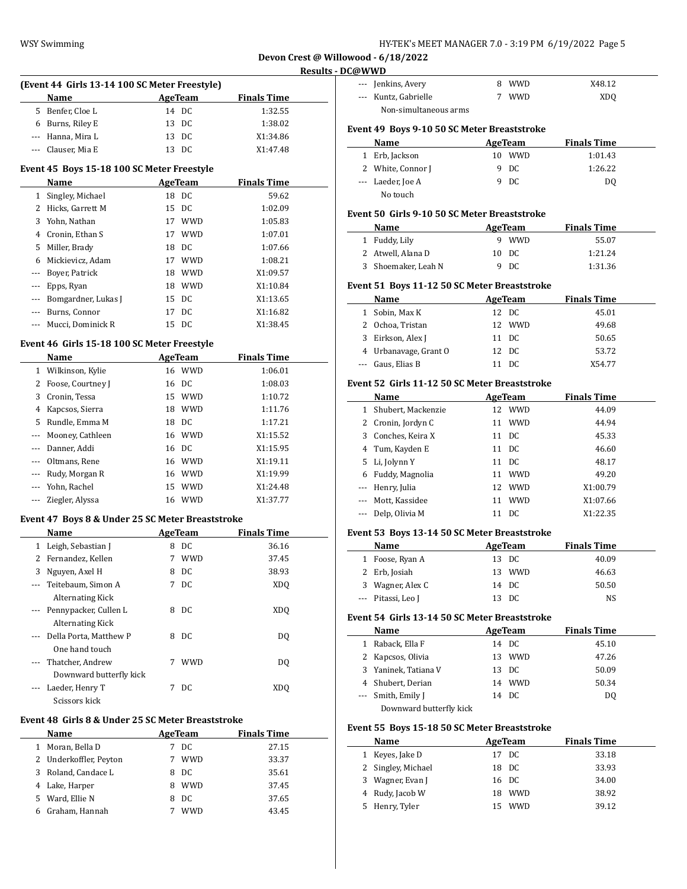**Devon Crest @ Willowood - 6/18/2022**

**Results - DC@WWD**

### (Event 44 Girls 13-14 100 SC Meter Freestyle)

| | Name | Age | Team | Finals Time |
|---|---|---|---|---|
| 5 | Benfer, Cloe L | 14 | DC | 1:32.55 |
| 6 | Burns, Riley E | 13 | DC | 1:38.02 |
| --- | Hanna, Mira L | 13 | DC | X1:34.86 |
| --- | Clauser, Mia E | 13 | DC | X1:47.48 |

### Event 45 Boys 15-18 100 SC Meter Freestyle

| | Name | Age | Team | Finals Time |
|---|---|---|---|---|
| 1 | Singley, Michael | 18 | DC | 59.62 |
| 2 | Hicks, Garrett M | 15 | DC | 1:02.09 |
| 3 | Yohn, Nathan | 17 | WWD | 1:05.83 |
| 4 | Cronin, Ethan S | 17 | WWD | 1:07.01 |
| 5 | Miller, Brady | 18 | DC | 1:07.66 |
| 6 | Mickievicz, Adam | 17 | WWD | 1:08.21 |
| --- | Boyer, Patrick | 18 | WWD | X1:09.57 |
| --- | Epps, Ryan | 18 | WWD | X1:10.84 |
| --- | Bomgardner, Lukas J | 15 | DC | X1:13.65 |
| --- | Burns, Connor | 17 | DC | X1:16.82 |
| --- | Mucci, Dominick R | 15 | DC | X1:38.45 |

### Event 46 Girls 15-18 100 SC Meter Freestyle

| | Name | Age | Team | Finals Time |
|---|---|---|---|---|
| 1 | Wilkinson, Kylie | 16 | WWD | 1:06.01 |
| 2 | Foose, Courtney J | 16 | DC | 1:08.03 |
| 3 | Cronin, Tessa | 15 | WWD | 1:10.72 |
| 4 | Kapcsos, Sierra | 18 | WWD | 1:11.76 |
| 5 | Rundle, Emma M | 18 | DC | 1:17.21 |
| --- | Mooney, Cathleen | 16 | WWD | X1:15.52 |
| --- | Danner, Addi | 16 | DC | X1:15.95 |
| --- | Oltmans, Rene | 16 | WWD | X1:19.11 |
| --- | Rudy, Morgan R | 16 | WWD | X1:19.99 |
| --- | Yohn, Rachel | 15 | WWD | X1:24.48 |
| --- | Ziegler, Alyssa | 16 | WWD | X1:37.77 |

### Event 47 Boys 8 & Under 25 SC Meter Breaststroke

| | Name | Age | Team | Finals Time |
|---|---|---|---|---|
| 1 | Leigh, Sebastian J | 8 | DC | 36.16 |
| 2 | Fernandez, Kellen | 7 | WWD | 37.45 |
| 3 | Nguyen, Axel H | 8 | DC | 38.93 |
| --- | Teitebaum, Simon A<br>Alternating Kick | 7 | DC | XDQ |
| --- | Pennypacker, Cullen L<br>Alternating Kick | 8 | DC | XDQ |
| --- | Della Porta, Matthew P<br>One hand touch | 8 | DC | DQ |
| --- | Thatcher, Andrew<br>Downward butterfly kick | 7 | WWD | DQ |
| --- | Laeder, Henry T<br>Scissors kick | 7 | DC | XDQ |

### Event 48 Girls 8 & Under 25 SC Meter Breaststroke

| | Name | Age | Team | Finals Time |
|---|---|---|---|---|
| 1 | Moran, Bella D | 7 | DC | 27.15 |
| 2 | Underkoffler, Peyton | 7 | WWD | 33.37 |
| 3 | Roland, Candace L | 8 | DC | 35.61 |
| 4 | Lake, Harper | 8 | WWD | 37.45 |
| 5 | Ward, Ellie N | 8 | DC | 37.65 |
| 6 | Graham, Hannah | 7 | WWD | 43.45 |
| --- | Jenkins, Avery | 8 | WWD | X48.12 |
| --- | Kuntz, Gabrielle<br>Non-simultaneous arms | 7 | WWD | XDQ |

### Event 49 Boys 9-10 50 SC Meter Breaststroke

| | Name | Age | Team | Finals Time |
|---|---|---|---|---|
| 1 | Erb, Jackson | 10 | WWD | 1:01.43 |
| 2 | White, Connor J | 9 | DC | 1:26.22 |
| --- | Laeder, Joe A<br>No touch | 9 | DC | DQ |

### Event 50 Girls 9-10 50 SC Meter Breaststroke

| | Name | Age | Team | Finals Time |
|---|---|---|---|---|
| 1 | Fuddy, Lily | 9 | WWD | 55.07 |
| 2 | Atwell, Alana D | 10 | DC | 1:21.24 |
| 3 | Shoemaker, Leah N | 9 | DC | 1:31.36 |

### Event 51 Boys 11-12 50 SC Meter Breaststroke

| | Name | Age | Team | Finals Time |
|---|---|---|---|---|
| 1 | Sobin, Max K | 12 | DC | 45.01 |
| 2 | Ochoa, Tristan | 12 | WWD | 49.68 |
| 3 | Eirkson, Alex J | 11 | DC | 50.65 |
| 4 | Urbanavage, Grant O | 12 | DC | 53.72 |
| --- | Gaus, Elias B | 11 | DC | X54.77 |

### Event 52 Girls 11-12 50 SC Meter Breaststroke

| | Name | Age | Team | Finals Time |
|---|---|---|---|---|
| 1 | Shubert, Mackenzie | 12 | WWD | 44.09 |
| 2 | Cronin, Jordyn C | 11 | WWD | 44.94 |
| 3 | Conches, Keira X | 11 | DC | 45.33 |
| 4 | Tum, Kayden E | 11 | DC | 46.60 |
| 5 | Li, Jolynn Y | 11 | DC | 48.17 |
| 6 | Fuddy, Magnolia | 11 | WWD | 49.20 |
| --- | Henry, Julia | 12 | WWD | X1:00.79 |
| --- | Mott, Kassidee | 11 | WWD | X1:07.66 |
| --- | Delp, Olivia M | 11 | DC | X1:22.35 |

### Event 53 Boys 13-14 50 SC Meter Breaststroke

| | Name | Age | Team | Finals Time |
|---|---|---|---|---|
| 1 | Foose, Ryan A | 13 | DC | 40.09 |
| 2 | Erb, Josiah | 13 | WWD | 46.63 |
| 3 | Wagner, Alex C | 14 | DC | 50.50 |
| --- | Pitassi, Leo J | 13 | DC | NS |

### Event 54 Girls 13-14 50 SC Meter Breaststroke

| | Name | Age | Team | Finals Time |
|---|---|---|---|---|
| 1 | Raback, Ella F | 14 | DC | 45.10 |
| 2 | Kapcsos, Olivia | 13 | WWD | 47.26 |
| 3 | Yaninek, Tatiana V | 13 | DC | 50.09 |
| 4 | Shubert, Derian | 14 | WWD | 50.34 |
| --- | Smith, Emily J<br>Downward butterfly kick | 14 | DC | DQ |

### Event 55 Boys 15-18 50 SC Meter Breaststroke

| | Name | Age | Team | Finals Time |
|---|---|---|---|---|
| 1 | Keyes, Jake D | 17 | DC | 33.18 |
| 2 | Singley, Michael | 18 | DC | 33.93 |
| 3 | Wagner, Evan J | 16 | DC | 34.00 |
| 4 | Rudy, Jacob W | 18 | WWD | 38.92 |
| 5 | Henry, Tyler | 15 | WWD | 39.12 |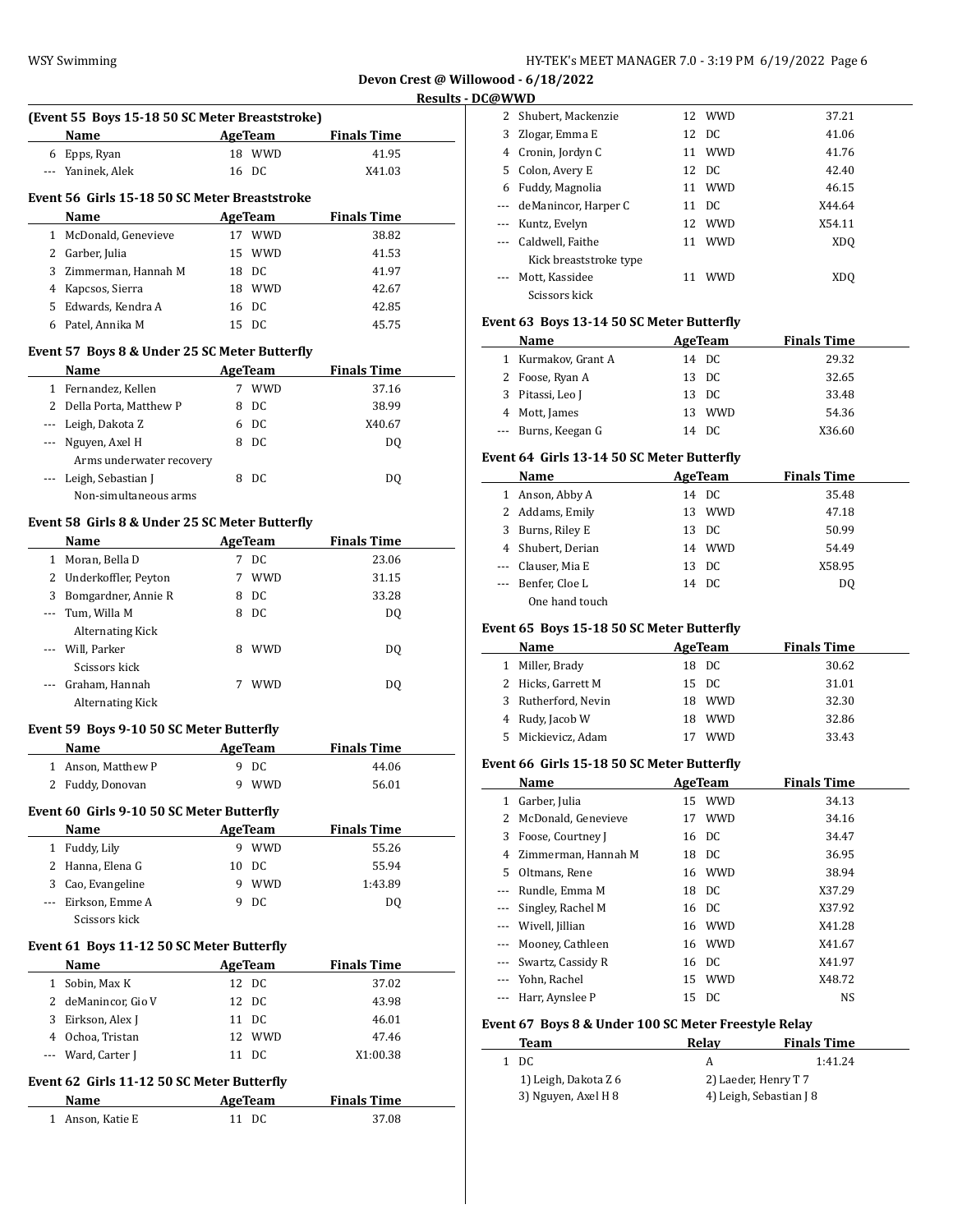Devon Crest @ Willowood - 6/18/2022

Results - DC@WWD

### (Event 55 Boys 15-18 50 SC Meter Breaststroke)

| | Name | Age | Team | Finals Time |
|---|---|---|---|---|
| 6 | Epps, Ryan | 18 | WWD | 41.95 |
| --- | Yaninek, Alek | 16 | DC | X41.03 |

### Event 56 Girls 15-18 50 SC Meter Breaststroke

| | Name | Age | Team | Finals Time |
|---|---|---|---|---|
| 1 | McDonald, Genevieve | 17 | WWD | 38.82 |
| 2 | Garber, Julia | 15 | WWD | 41.53 |
| 3 | Zimmerman, Hannah M | 18 | DC | 41.97 |
| 4 | Kapcsos, Sierra | 18 | WWD | 42.67 |
| 5 | Edwards, Kendra A | 16 | DC | 42.85 |
| 6 | Patel, Annika M | 15 | DC | 45.75 |

### Event 57 Boys 8 & Under 25 SC Meter Butterfly

| | Name | Age | Team | Finals Time |
|---|---|---|---|---|
| 1 | Fernandez, Kellen | 7 | WWD | 37.16 |
| 2 | Della Porta, Matthew P | 8 | DC | 38.99 |
| --- | Leigh, Dakota Z | 6 | DC | X40.67 |
| --- | Nguyen, Axel H | 8 | DC | DQ |
| | Arms underwater recovery | | | |
| --- | Leigh, Sebastian J | 8 | DC | DQ |
| | Non-simultaneous arms | | | |

### Event 58 Girls 8 & Under 25 SC Meter Butterfly

| | Name | Age | Team | Finals Time |
|---|---|---|---|---|
| 1 | Moran, Bella D | 7 | DC | 23.06 |
| 2 | Underkoffler, Peyton | 7 | WWD | 31.15 |
| 3 | Bomgardner, Annie R | 8 | DC | 33.28 |
| --- | Tum, Willa M | 8 | DC | DQ |
| | Alternating Kick | | | |
| --- | Will, Parker | 8 | WWD | DQ |
| | Scissors kick | | | |
| --- | Graham, Hannah | 7 | WWD | DQ |
| | Alternating Kick | | | |

### Event 59 Boys 9-10 50 SC Meter Butterfly

| | Name | Age | Team | Finals Time |
|---|---|---|---|---|
| 1 | Anson, Matthew P | 9 | DC | 44.06 |
| 2 | Fuddy, Donovan | 9 | WWD | 56.01 |

### Event 60 Girls 9-10 50 SC Meter Butterfly

| | Name | Age | Team | Finals Time |
|---|---|---|---|---|
| 1 | Fuddy, Lily | 9 | WWD | 55.26 |
| 2 | Hanna, Elena G | 10 | DC | 55.94 |
| 3 | Cao, Evangeline | 9 | WWD | 1:43.89 |
| --- | Eirkson, Emme A | 9 | DC | DQ |
| | Scissors kick | | | |

### Event 61 Boys 11-12 50 SC Meter Butterfly

| | Name | Age | Team | Finals Time |
|---|---|---|---|---|
| 1 | Sobin, Max K | 12 | DC | 37.02 |
| 2 | deManincor, Gio V | 12 | DC | 43.98 |
| 3 | Eirkson, Alex J | 11 | DC | 46.01 |
| 4 | Ochoa, Tristan | 12 | WWD | 47.46 |
| --- | Ward, Carter J | 11 | DC | X1:00.38 |

### Event 62 Girls 11-12 50 SC Meter Butterfly

| | Name | Age | Team | Finals Time |
|---|---|---|---|---|
| 1 | Anson, Katie E | 11 | DC | 37.08 |
| 2 | Shubert, Mackenzie | 12 | WWD | 37.21 |
| 3 | Zlogar, Emma E | 12 | DC | 41.06 |
| 4 | Cronin, Jordyn C | 11 | WWD | 41.76 |
| 5 | Colon, Avery E | 12 | DC | 42.40 |
| 6 | Fuddy, Magnolia | 11 | WWD | 46.15 |
| --- | deManincor, Harper C | 11 | DC | X44.64 |
| --- | Kuntz, Evelyn | 12 | WWD | X54.11 |
| --- | Caldwell, Faithe | 11 | WWD | XDQ |
| | Kick breaststroke type | | | |
| --- | Mott, Kassidee | 11 | WWD | XDQ |
| | Scissors kick | | | |

### Event 63 Boys 13-14 50 SC Meter Butterfly

| | Name | Age | Team | Finals Time |
|---|---|---|---|---|
| 1 | Kurmakov, Grant A | 14 | DC | 29.32 |
| 2 | Foose, Ryan A | 13 | DC | 32.65 |
| 3 | Pitassi, Leo J | 13 | DC | 33.48 |
| 4 | Mott, James | 13 | WWD | 54.36 |
| --- | Burns, Keegan G | 14 | DC | X36.60 |

### Event 64 Girls 13-14 50 SC Meter Butterfly

| | Name | Age | Team | Finals Time |
|---|---|---|---|---|
| 1 | Anson, Abby A | 14 | DC | 35.48 |
| 2 | Addams, Emily | 13 | WWD | 47.18 |
| 3 | Burns, Riley E | 13 | DC | 50.99 |
| 4 | Shubert, Derian | 14 | WWD | 54.49 |
| --- | Clauser, Mia E | 13 | DC | X58.95 |
| --- | Benfer, Cloe L | 14 | DC | DQ |
| | One hand touch | | | |

### Event 65 Boys 15-18 50 SC Meter Butterfly

| | Name | Age | Team | Finals Time |
|---|---|---|---|---|
| 1 | Miller, Brady | 18 | DC | 30.62 |
| 2 | Hicks, Garrett M | 15 | DC | 31.01 |
| 3 | Rutherford, Nevin | 18 | WWD | 32.30 |
| 4 | Rudy, Jacob W | 18 | WWD | 32.86 |
| 5 | Mickievicz, Adam | 17 | WWD | 33.43 |

### Event 66 Girls 15-18 50 SC Meter Butterfly

| | Name | Age | Team | Finals Time |
|---|---|---|---|---|
| 1 | Garber, Julia | 15 | WWD | 34.13 |
| 2 | McDonald, Genevieve | 17 | WWD | 34.16 |
| 3 | Foose, Courtney J | 16 | DC | 34.47 |
| 4 | Zimmerman, Hannah M | 18 | DC | 36.95 |
| 5 | Oltmans, Rene | 16 | WWD | 38.94 |
| --- | Rundle, Emma M | 18 | DC | X37.29 |
| --- | Singley, Rachel M | 16 | DC | X37.92 |
| --- | Wivell, Jillian | 16 | WWD | X41.28 |
| --- | Mooney, Cathleen | 16 | WWD | X41.67 |
| --- | Swartz, Cassidy R | 16 | DC | X41.97 |
| --- | Yohn, Rachel | 15 | WWD | X48.72 |
| --- | Harr, Aynslee P | 15 | DC | NS |

### Event 67 Boys 8 & Under 100 SC Meter Freestyle Relay

| | Team | Relay | Finals Time |
|---|---|---|---|
| 1 | DC | A | 1:41.24 |
| | 1) Leigh, Dakota Z 6 | 2) Laeder, Henry T 7 | |
| | 3) Nguyen, Axel H 8 | 4) Leigh, Sebastian J 8 | |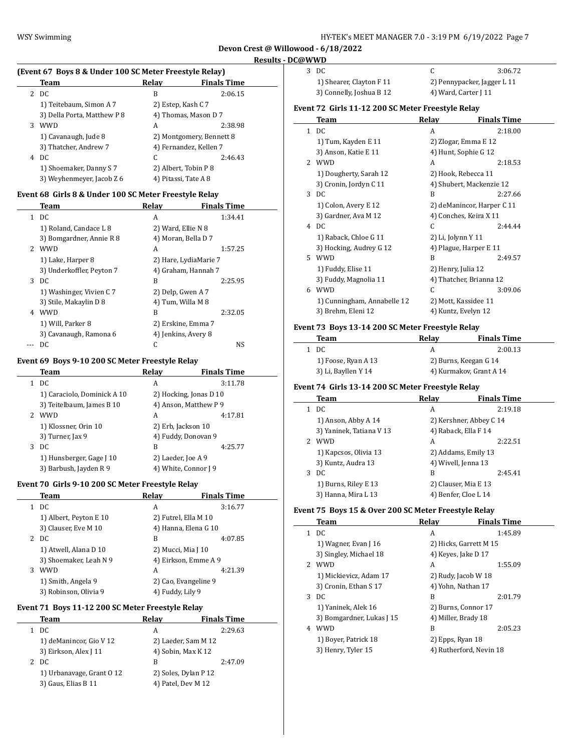**Devon Crest @ Willowood - 6/18/2022**

**Results - DC@WWD**

### (Event 67 Boys 8 & Under 100 SC Meter Freestyle Relay)

| | Team | Relay | Finals Time |
|---|---|---|---|
| 2 | DC | B | 2:06.15 |
| | 1) Teitebaum, Simon A 7 | 2) Estep, Kash C 7 | |
| | 3) Della Porta, Matthew P 8 | 4) Thomas, Mason D 7 | |
| 3 | WWD | A | 2:38.98 |
| | 1) Cavanaugh, Jude 8 | 2) Montgomery, Bennett 8 | |
| | 3) Thatcher, Andrew 7 | 4) Fernandez, Kellen 7 | |
| 4 | DC | C | 2:46.43 |
| | 1) Shoemaker, Danny S 7 | 2) Albert, Tobin P 8 | |
| | 3) Weyhenmeyer, Jacob Z 6 | 4) Pitassi, Tate A 8 | |

### Event 68 Girls 8 & Under 100 SC Meter Freestyle Relay

| | Team | Relay | Finals Time |
|---|---|---|---|
| 1 | DC | A | 1:34.41 |
| | 1) Roland, Candace L 8 | 2) Ward, Ellie N 8 | |
| | 3) Bomgardner, Annie R 8 | 4) Moran, Bella D 7 | |
| 2 | WWD | A | 1:57.25 |
| | 1) Lake, Harper 8 | 2) Hare, LydiaMarie 7 | |
| | 3) Underkoffler, Peyton 7 | 4) Graham, Hannah 7 | |
| 3 | DC | B | 2:25.95 |
| | 1) Washinger, Vivien C 7 | 2) Delp, Gwen A 7 | |
| | 3) Stile, Makaylin D 8 | 4) Tum, Willa M 8 | |
| 4 | WWD | B | 2:32.05 |
| | 1) Will, Parker 8 | 2) Erskine, Emma 7 | |
| | 3) Cavanaugh, Ramona 6 | 4) Jenkins, Avery 8 | |
| --- | DC | C | NS |

### Event 69 Boys 9-10 200 SC Meter Freestyle Relay

| | Team | Relay | Finals Time |
|---|---|---|---|
| 1 | DC | A | 3:11.78 |
| | 1) Caraciolo, Dominick A 10 | 2) Hocking, Jonas D 10 | |
| | 3) Teitelbaum, James B 10 | 4) Anson, Matthew P 9 | |
| 2 | WWD | A | 4:17.81 |
| | 1) Klossner, Orin 10 | 2) Erb, Jackson 10 | |
| | 3) Turner, Jax 9 | 4) Fuddy, Donovan 9 | |
| 3 | DC | B | 4:25.77 |
| | 1) Hunsberger, Gage J 10 | 2) Laeder, Joe A 9 | |
| | 3) Barbush, Jayden R 9 | 4) White, Connor J 9 | |

### Event 70 Girls 9-10 200 SC Meter Freestyle Relay

| | Team | Relay | Finals Time |
|---|---|---|---|
| 1 | DC | A | 3:16.77 |
| | 1) Albert, Peyton E 10 | 2) Futrel, Ella M 10 | |
| | 3) Clauser, Eve M 10 | 4) Hanna, Elena G 10 | |
| 2 | DC | B | 4:07.85 |
| | 1) Atwell, Alana D 10 | 2) Mucci, Mia J 10 | |
| | 3) Shoemaker, Leah N 9 | 4) Eirkson, Emme A 9 | |
| 3 | WWD | A | 4:21.39 |
| | 1) Smith, Angela 9 | 2) Cao, Evangeline 9 | |
| | 3) Robinson, Olivia 9 | 4) Fuddy, Lily 9 | |

### Event 71 Boys 11-12 200 SC Meter Freestyle Relay

| | Team | Relay | Finals Time |
|---|---|---|---|
| 1 | DC | A | 2:29.63 |
| | 1) deManincor, Gio V 12 | 2) Laeder, Sam M 12 | |
| | 3) Eirkson, Alex J 11 | 4) Sobin, Max K 12 | |
| 2 | DC | B | 2:47.09 |
| | 1) Urbanavage, Grant O 12 | 2) Soles, Dylan P 12 | |
| | 3) Gaus, Elias B 11 | 4) Patel, Dev M 12 | |
| 3 | DC | C | 3:06.72 |
| | 1) Shearer, Clayton F 11 | 2) Pennypacker, Jagger L 11 | |
| | 3) Connelly, Joshua B 12 | 4) Ward, Carter J 11 | |

### Event 72 Girls 11-12 200 SC Meter Freestyle Relay

| | Team | Relay | Finals Time |
|---|---|---|---|
| 1 | DC | A | 2:18.00 |
| | 1) Tum, Kayden E 11 | 2) Zlogar, Emma E 12 | |
| | 3) Anson, Katie E 11 | 4) Hunt, Sophie G 12 | |
| 2 | WWD | A | 2:18.53 |
| | 1) Dougherty, Sarah 12 | 2) Hook, Rebecca 11 | |
| | 3) Cronin, Jordyn C 11 | 4) Shubert, Mackenzie 12 | |
| 3 | DC | B | 2:27.66 |
| | 1) Colon, Avery E 12 | 2) deManincor, Harper C 11 | |
| | 3) Gardner, Ava M 12 | 4) Conches, Keira X 11 | |
| 4 | DC | C | 2:44.44 |
| | 1) Raback, Chloe G 11 | 2) Li, Jolynn Y 11 | |
| | 3) Hocking, Audrey G 12 | 4) Plague, Harper E 11 | |
| 5 | WWD | B | 2:49.57 |
| | 1) Fuddy, Elise 11 | 2) Henry, Julia 12 | |
| | 3) Fuddy, Magnolia 11 | 4) Thatcher, Brianna 12 | |
| 6 | WWD | C | 3:09.06 |
| | 1) Cunningham, Annabelle 12 | 2) Mott, Kassidee 11 | |
| | 3) Brehm, Eleni 12 | 4) Kuntz, Evelyn 12 | |

### Event 73 Boys 13-14 200 SC Meter Freestyle Relay

| | Team | Relay | Finals Time |
|---|---|---|---|
| 1 | DC | A | 2:00.13 |
| | 1) Foose, Ryan A 13 | 2) Burns, Keegan G 14 | |
| | 3) Li, Bayllen Y 14 | 4) Kurmakov, Grant A 14 | |

### Event 74 Girls 13-14 200 SC Meter Freestyle Relay

| | Team | Relay | Finals Time |
|---|---|---|---|
| 1 | DC | A | 2:19.18 |
| | 1) Anson, Abby A 14 | 2) Kershner, Abbey C 14 | |
| | 3) Yaninek, Tatiana V 13 | 4) Raback, Ella F 14 | |
| 2 | WWD | A | 2:22.51 |
| | 1) Kapcsos, Olivia 13 | 2) Addams, Emily 13 | |
| | 3) Kuntz, Audra 13 | 4) Wivell, Jenna 13 | |
| 3 | DC | B | 2:45.41 |
| | 1) Burns, Riley E 13 | 2) Clauser, Mia E 13 | |
| | 3) Hanna, Mira L 13 | 4) Benfer, Cloe L 14 | |

### Event 75 Boys 15 & Over 200 SC Meter Freestyle Relay

| | Team | Relay | Finals Time |
|---|---|---|---|
| 1 | DC | A | 1:45.89 |
| | 1) Wagner, Evan J 16 | 2) Hicks, Garrett M 15 | |
| | 3) Singley, Michael 18 | 4) Keyes, Jake D 17 | |
| 2 | WWD | A | 1:55.09 |
| | 1) Mickievicz, Adam 17 | 2) Rudy, Jacob W 18 | |
| | 3) Cronin, Ethan S 17 | 4) Yohn, Nathan 17 | |
| 3 | DC | B | 2:01.79 |
| | 1) Yaninek, Alek 16 | 2) Burns, Connor 17 | |
| | 3) Bomgardner, Lukas J 15 | 4) Miller, Brady 18 | |
| 4 | WWD | B | 2:05.23 |
| | 1) Boyer, Patrick 18 | 2) Epps, Ryan 18 | |
| | 3) Henry, Tyler 15 | 4) Rutherford, Nevin 18 | |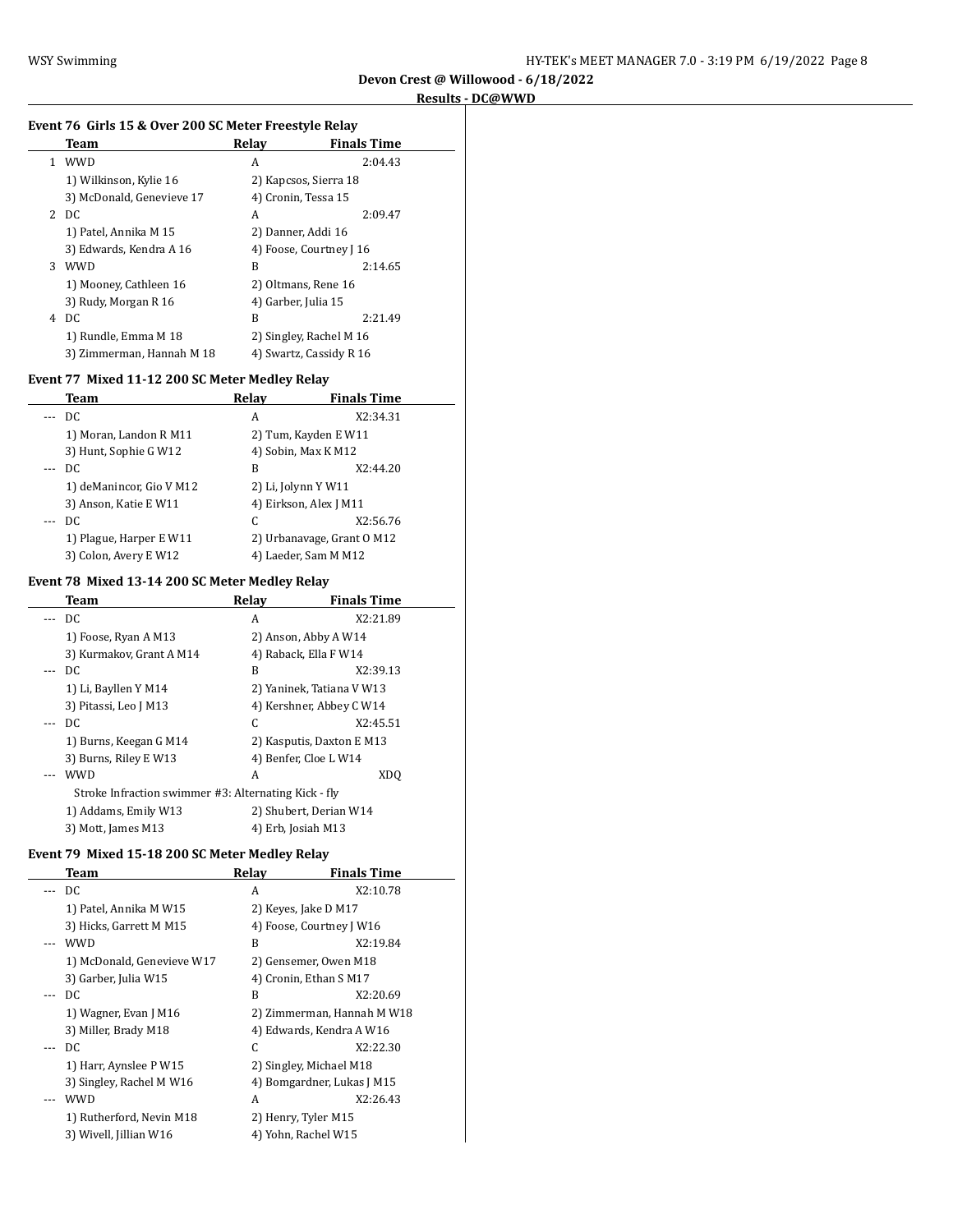**Devon Crest @ Willowood - 6/18/2022**

**Results - DC@WWD**

### Event 76 Girls 15 & Over 200 SC Meter Freestyle Relay

| | Team | Relay | Finals Time |
|---|---|---|---|
| 1 | WWD | A | 2:04.43 |
| | 1) Wilkinson, Kylie 16 | 2) Kapcsos, Sierra 18 | |
| | 3) McDonald, Genevieve 17 | 4) Cronin, Tessa 15 | |
| 2 | DC | A | 2:09.47 |
| | 1) Patel, Annika M 15 | 2) Danner, Addi 16 | |
| | 3) Edwards, Kendra A 16 | 4) Foose, Courtney J 16 | |
| 3 | WWD | B | 2:14.65 |
| | 1) Mooney, Cathleen 16 | 2) Oltmans, Rene 16 | |
| | 3) Rudy, Morgan R 16 | 4) Garber, Julia 15 | |
| 4 | DC | B | 2:21.49 |
| | 1) Rundle, Emma M 18 | 2) Singley, Rachel M 16 | |
| | 3) Zimmerman, Hannah M 18 | 4) Swartz, Cassidy R 16 | |

### Event 77 Mixed 11-12 200 SC Meter Medley Relay

| | Team | Relay | Finals Time |
|---|---|---|---|
| --- | DC | A | X2:34.31 |
| | 1) Moran, Landon R M11 | 2) Tum, Kayden E W11 | |
| | 3) Hunt, Sophie G W12 | 4) Sobin, Max K M12 | |
| --- | DC | B | X2:44.20 |
| | 1) deManincor, Gio V M12 | 2) Li, Jolynn Y W11 | |
| | 3) Anson, Katie E W11 | 4) Eirkson, Alex J M11 | |
| --- | DC | C | X2:56.76 |
| | 1) Plague, Harper E W11 | 2) Urbanavage, Grant O M12 | |
| | 3) Colon, Avery E W12 | 4) Laeder, Sam M M12 | |

### Event 78 Mixed 13-14 200 SC Meter Medley Relay

| | Team | Relay | Finals Time |
|---|---|---|---|
| --- | DC | A | X2:21.89 |
| | 1) Foose, Ryan A M13 | 2) Anson, Abby A W14 | |
| | 3) Kurmakov, Grant A M14 | 4) Raback, Ella F W14 | |
| --- | DC | B | X2:39.13 |
| | 1) Li, Bayllen Y M14 | 2) Yaninek, Tatiana V W13 | |
| | 3) Pitassi, Leo J M13 | 4) Kershner, Abbey C W14 | |
| --- | DC | C | X2:45.51 |
| | 1) Burns, Keegan G M14 | 2) Kasputis, Daxton E M13 | |
| | 3) Burns, Riley E W13 | 4) Benfer, Cloe L W14 | |
| --- | WWD | A | XDQ |
| | Stroke Infraction swimmer #3: Alternating Kick - fly | | |
| | 1) Addams, Emily W13 | 2) Shubert, Derian W14 | |
| | 3) Mott, James M13 | 4) Erb, Josiah M13 | |

### Event 79 Mixed 15-18 200 SC Meter Medley Relay

| | Team | Relay | Finals Time |
|---|---|---|---|
| --- | DC | A | X2:10.78 |
| | 1) Patel, Annika M W15 | 2) Keyes, Jake D M17 | |
| | 3) Hicks, Garrett M M15 | 4) Foose, Courtney J W16 | |
| --- | WWD | B | X2:19.84 |
| | 1) McDonald, Genevieve W17 | 2) Gensemer, Owen M18 | |
| | 3) Garber, Julia W15 | 4) Cronin, Ethan S M17 | |
| --- | DC | B | X2:20.69 |
| | 1) Wagner, Evan J M16 | 2) Zimmerman, Hannah M W18 | |
| | 3) Miller, Brady M18 | 4) Edwards, Kendra A W16 | |
| --- | DC | C | X2:22.30 |
| | 1) Harr, Aynslee P W15 | 2) Singley, Michael M18 | |
| | 3) Singley, Rachel M W16 | 4) Bomgardner, Lukas J M15 | |
| --- | WWD | A | X2:26.43 |
| | 1) Rutherford, Nevin M18 | 2) Henry, Tyler M15 | |
| | 3) Wivell, Jillian W16 | 4) Yohn, Rachel W15 | |